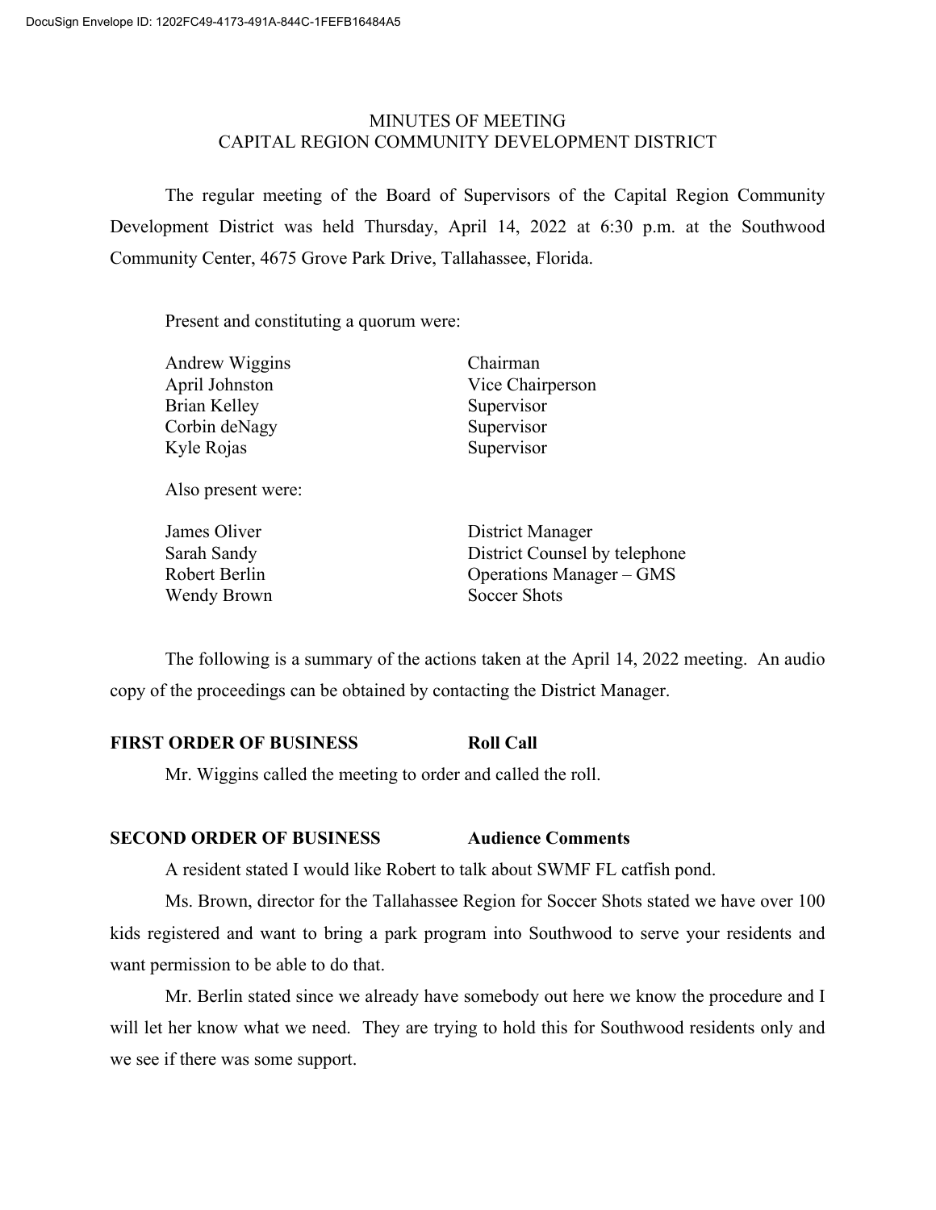DocuSign Envelope ID: 1202FC49-4173-491A-844C-1FEFB16484A5

# MINUTES OF MEETING
# CAPITAL REGION COMMUNITY DEVELOPMENT DISTRICT

The regular meeting of the Board of Supervisors of the Capital Region Community Development District was held Thursday, April 14, 2022 at 6:30 p.m. at the Southwood Community Center, 4675 Grove Park Drive, Tallahassee, Florida.

Present and constituting a quorum were:

| | |
|---|---|
| Andrew Wiggins | Chairman |
| April Johnston | Vice Chairperson |
| Brian Kelley | Supervisor |
| Corbin deNagy | Supervisor |
| Kyle Rojas | Supervisor |

Also present were:

| | |
|---|---|
| James Oliver | District Manager |
| Sarah Sandy | District Counsel by telephone |
| Robert Berlin | Operations Manager – GMS |
| Wendy Brown | Soccer Shots |

The following is a summary of the actions taken at the April 14, 2022 meeting. An audio copy of the proceedings can be obtained by contacting the District Manager.

**FIRST ORDER OF BUSINESS** **Roll Call**

Mr. Wiggins called the meeting to order and called the roll.

**SECOND ORDER OF BUSINESS** **Audience Comments**

A resident stated I would like Robert to talk about SWMF FL catfish pond.

Ms. Brown, director for the Tallahassee Region for Soccer Shots stated we have over 100 kids registered and want to bring a park program into Southwood to serve your residents and want permission to be able to do that.

Mr. Berlin stated since we already have somebody out here we know the procedure and I will let her know what we need. They are trying to hold this for Southwood residents only and we see if there was some support.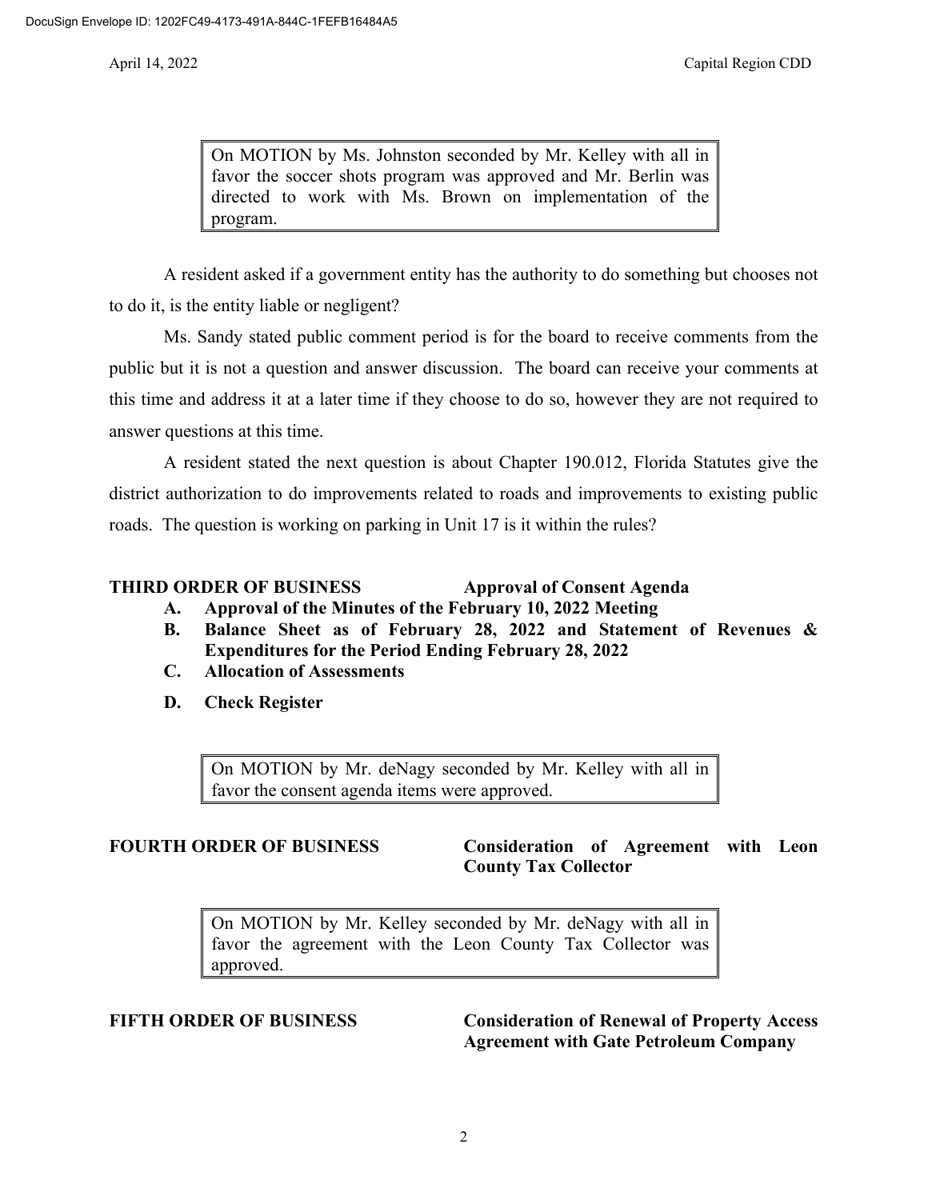> On MOTION by Ms. Johnston seconded by Mr. Kelley with all in favor the soccer shots program was approved and Mr. Berlin was directed to work with Ms. Brown on implementation of the program.

A resident asked if a government entity has the authority to do something but chooses not to do it, is the entity liable or negligent?

Ms. Sandy stated public comment period is for the board to receive comments from the public but it is not a question and answer discussion. The board can receive your comments at this time and address it at a later time if they choose to do so, however they are not required to answer questions at this time.

A resident stated the next question is about Chapter 190.012, Florida Statutes give the district authorization to do improvements related to roads and improvements to existing public roads. The question is working on parking in Unit 17 is it within the rules?

**THIRD ORDER OF BUSINESS — Approval of Consent Agenda**

- **A. Approval of the Minutes of the February 10, 2022 Meeting**
- **B. Balance Sheet as of February 28, 2022 and Statement of Revenues & Expenditures for the Period Ending February 28, 2022**
- **C. Allocation of Assessments**
- **D. Check Register**

> On MOTION by Mr. deNagy seconded by Mr. Kelley with all in favor the consent agenda items were approved.

**FOURTH ORDER OF BUSINESS — Consideration of Agreement with Leon County Tax Collector**

> On MOTION by Mr. Kelley seconded by Mr. deNagy with all in favor the agreement with the Leon County Tax Collector was approved.

**FIFTH ORDER OF BUSINESS — Consideration of Renewal of Property Access Agreement with Gate Petroleum Company**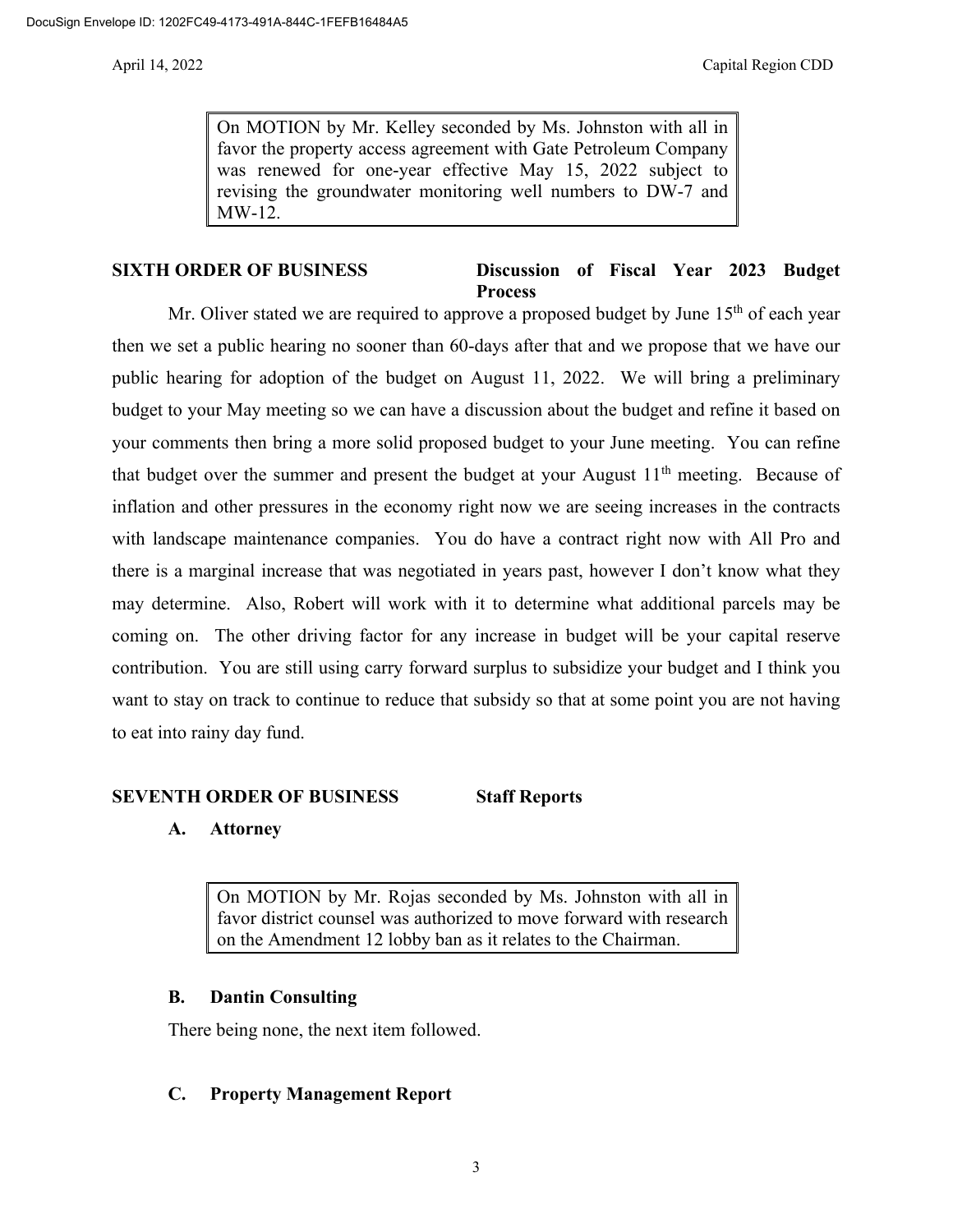> On MOTION by Mr. Kelley seconded by Ms. Johnston with all in favor the property access agreement with Gate Petroleum Company was renewed for one-year effective May 15, 2022 subject to revising the groundwater monitoring well numbers to DW-7 and MW-12.

**SIXTH ORDER OF BUSINESS** **Discussion of Fiscal Year 2023 Budget Process**

Mr. Oliver stated we are required to approve a proposed budget by June 15th of each year then we set a public hearing no sooner than 60-days after that and we propose that we have our public hearing for adoption of the budget on August 11, 2022. We will bring a preliminary budget to your May meeting so we can have a discussion about the budget and refine it based on your comments then bring a more solid proposed budget to your June meeting. You can refine that budget over the summer and present the budget at your August 11th meeting. Because of inflation and other pressures in the economy right now we are seeing increases in the contracts with landscape maintenance companies. You do have a contract right now with All Pro and there is a marginal increase that was negotiated in years past, however I don't know what they may determine. Also, Robert will work with it to determine what additional parcels may be coming on. The other driving factor for any increase in budget will be your capital reserve contribution. You are still using carry forward surplus to subsidize your budget and I think you want to stay on track to continue to reduce that subsidy so that at some point you are not having to eat into rainy day fund.

**SEVENTH ORDER OF BUSINESS** **Staff Reports**

**A. Attorney**

> On MOTION by Mr. Rojas seconded by Ms. Johnston with all in favor district counsel was authorized to move forward with research on the Amendment 12 lobby ban as it relates to the Chairman.

**B. Dantin Consulting**

There being none, the next item followed.

**C. Property Management Report**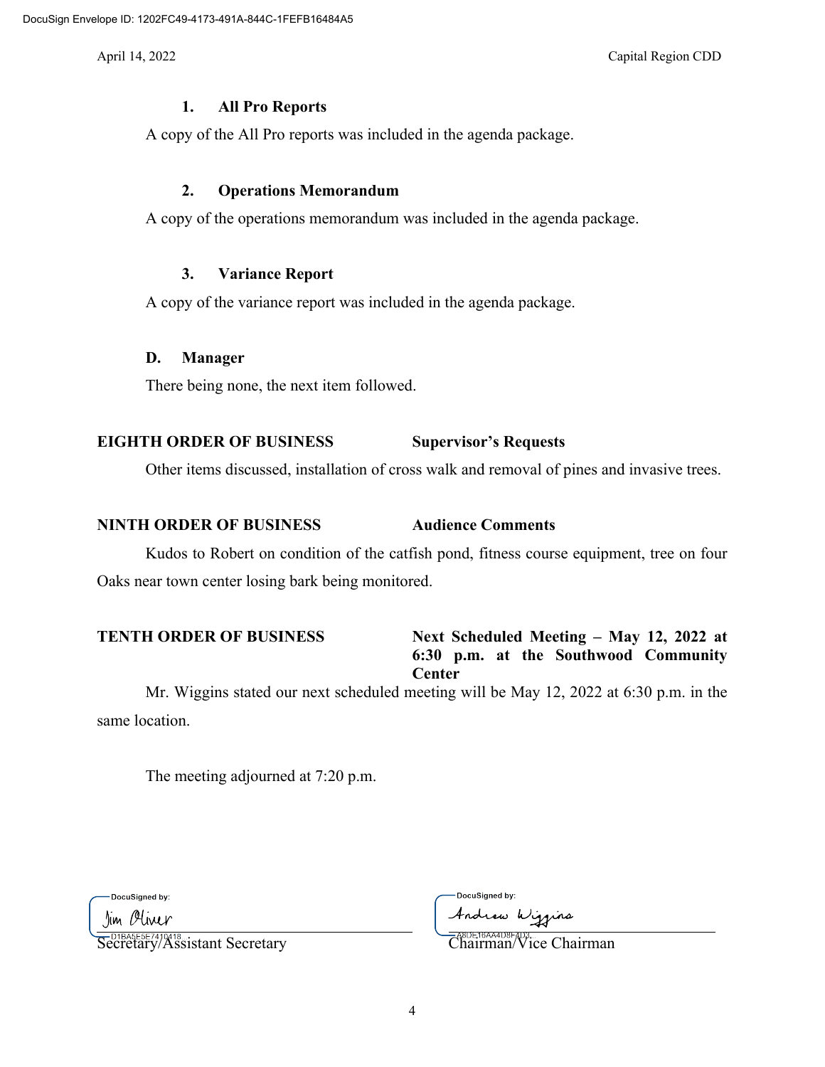**1. All Pro Reports**

A copy of the All Pro reports was included in the agenda package.

**2. Operations Memorandum**

A copy of the operations memorandum was included in the agenda package.

**3. Variance Report**

A copy of the variance report was included in the agenda package.

**D. Manager**

There being none, the next item followed.

**EIGHTH ORDER OF BUSINESS** **Supervisor's Requests**

Other items discussed, installation of cross walk and removal of pines and invasive trees.

**NINTH ORDER OF BUSINESS** **Audience Comments**

Kudos to Robert on condition of the catfish pond, fitness course equipment, tree on four Oaks near town center losing bark being monitored.

**TENTH ORDER OF BUSINESS** **Next Scheduled Meeting – May 12, 2022 at 6:30 p.m. at the Southwood Community Center**

Mr. Wiggins stated our next scheduled meeting will be May 12, 2022 at 6:30 p.m. in the same location.

The meeting adjourned at 7:20 p.m.

DocuSigned by:
Jim Oliver
D1BA5E5E7410418...
Secretary/Assistant Secretary

DocuSigned by:
Andrew Wiggins
A8DE16AA4D8F4D3...
Chairman/Vice Chairman